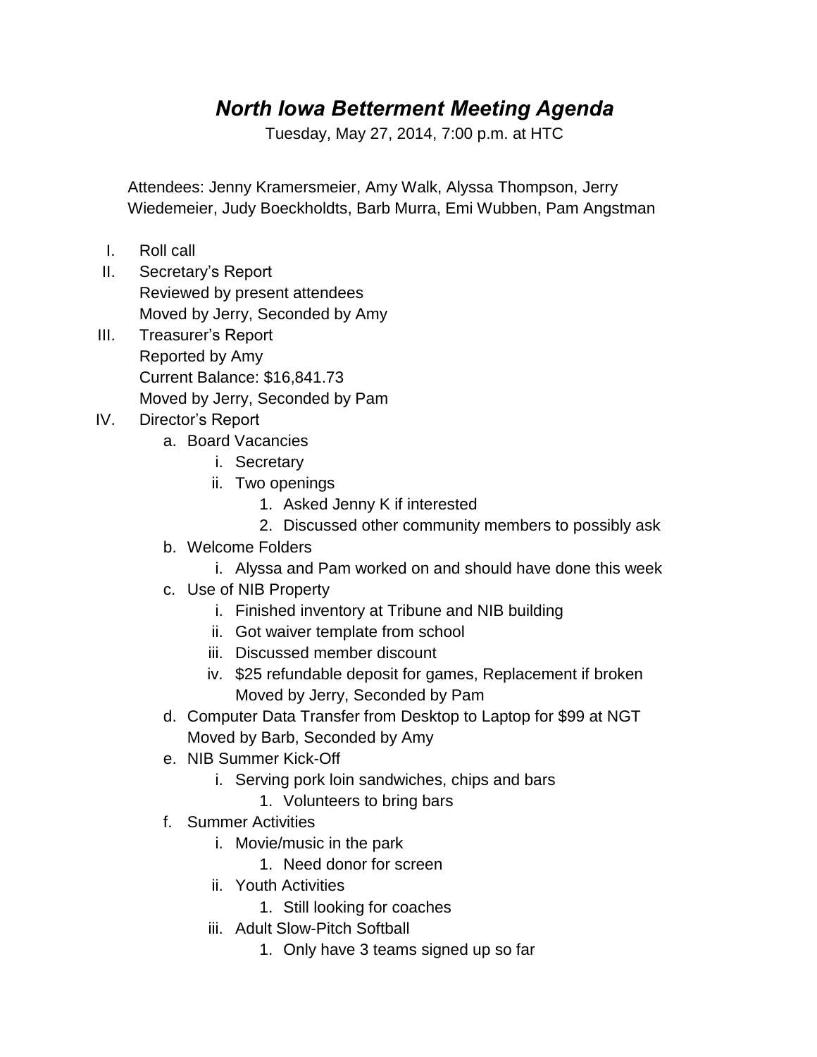# *North Iowa Betterment Meeting Agenda*

Tuesday, May 27, 2014, 7:00 p.m. at HTC

Attendees: Jenny Kramersmeier, Amy Walk, Alyssa Thompson, Jerry Wiedemeier, Judy Boeckholdts, Barb Murra, Emi Wubben, Pam Angstman

I. Roll call
II. Secretary's Report
    Reviewed by present attendees
    Moved by Jerry, Seconded by Amy
III. Treasurer's Report
    Reported by Amy
    Current Balance: $16,841.73
    Moved by Jerry, Seconded by Pam
IV. Director's Report
    a. Board Vacancies
        i. Secretary
        ii. Two openings
            1. Asked Jenny K if interested
            2. Discussed other community members to possibly ask
    b. Welcome Folders
        i. Alyssa and Pam worked on and should have done this week
    c. Use of NIB Property
        i. Finished inventory at Tribune and NIB building
        ii. Got waiver template from school
        iii. Discussed member discount
        iv. $25 refundable deposit for games, Replacement if broken
            Moved by Jerry, Seconded by Pam
    d. Computer Data Transfer from Desktop to Laptop for $99 at NGT
        Moved by Barb, Seconded by Amy
    e. NIB Summer Kick-Off
        i. Serving pork loin sandwiches, chips and bars
            1. Volunteers to bring bars
    f. Summer Activities
        i. Movie/music in the park
            1. Need donor for screen
        ii. Youth Activities
            1. Still looking for coaches
        iii. Adult Slow-Pitch Softball
            1. Only have 3 teams signed up so far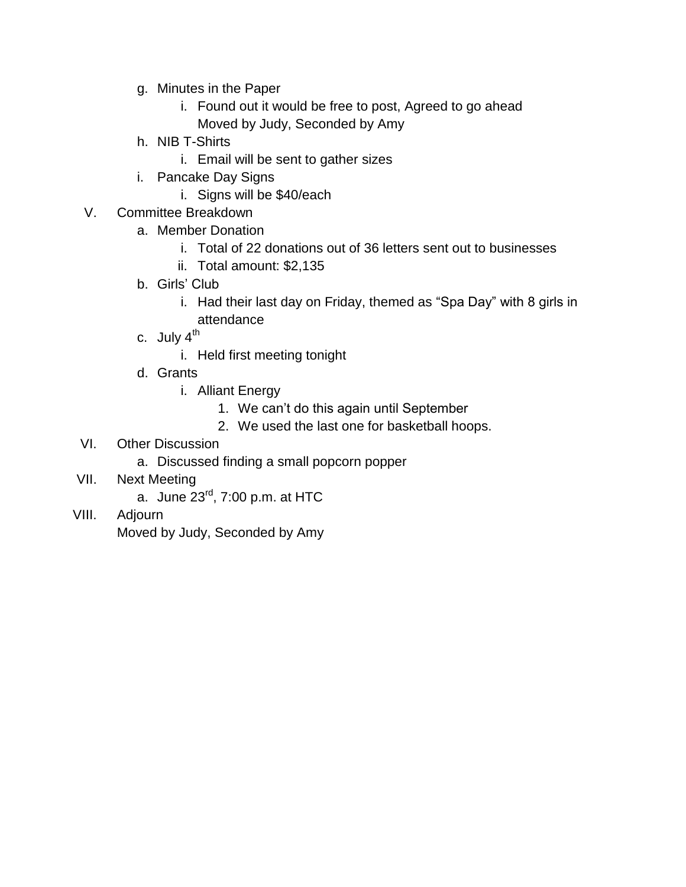g. Minutes in the Paper
    i. Found out it would be free to post, Agreed to go ahead
       Moved by Judy, Seconded by Amy
h. NIB T-Shirts
    i. Email will be sent to gather sizes
i. Pancake Day Signs
    i. Signs will be $40/each

V. Committee Breakdown
    a. Member Donation
        i. Total of 22 donations out of 36 letters sent out to businesses
        ii. Total amount: $2,135
    b. Girls' Club
        i. Had their last day on Friday, themed as "Spa Day" with 8 girls in attendance
    c. July 4th
        i. Held first meeting tonight
    d. Grants
        i. Alliant Energy
            1. We can't do this again until September
            2. We used the last one for basketball hoops.

VI. Other Discussion
    a. Discussed finding a small popcorn popper

VII. Next Meeting
    a. June 23rd, 7:00 p.m. at HTC

VIII. Adjourn
    Moved by Judy, Seconded by Amy